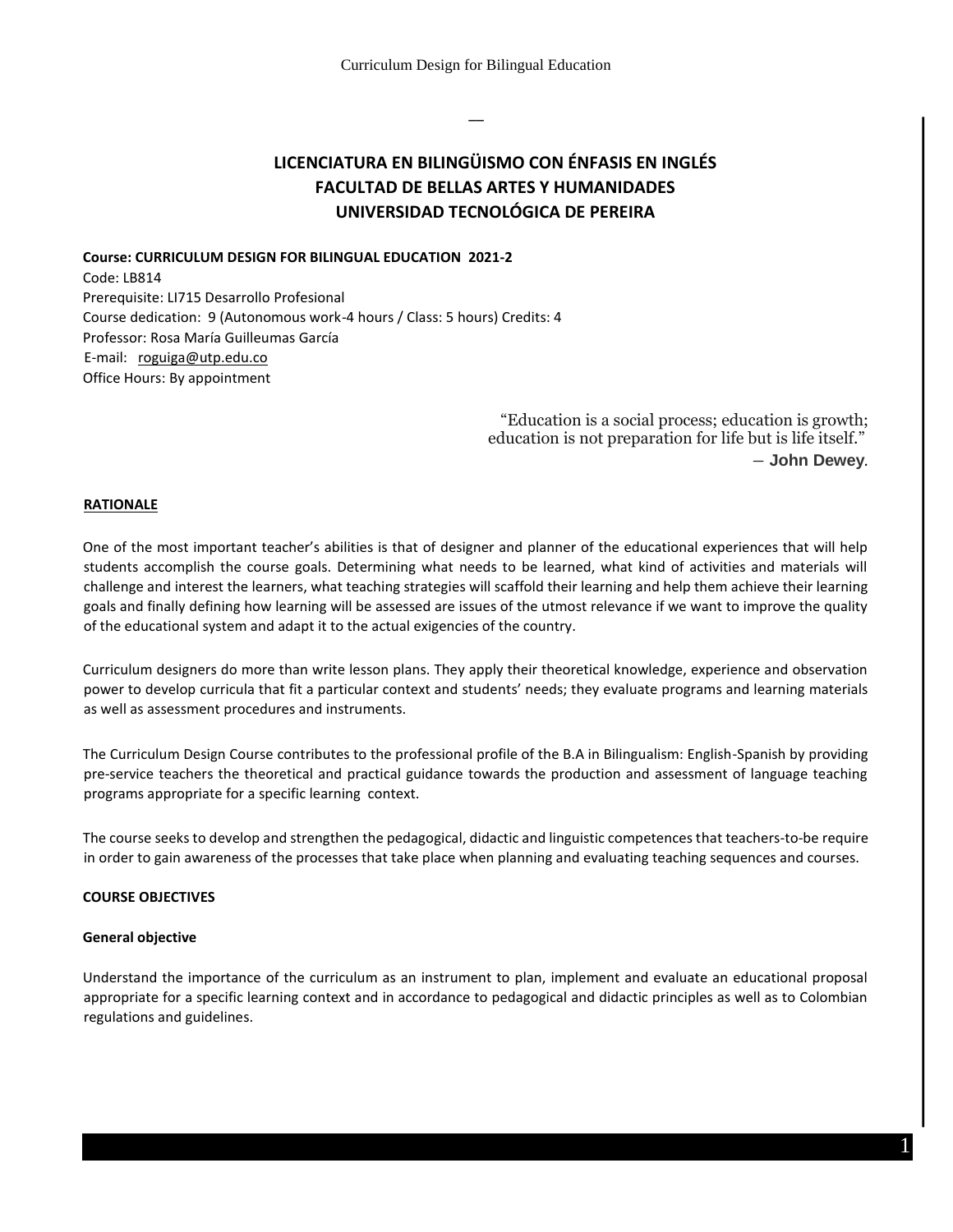# LICENCIATURA EN BILINGÜISMO CON ÉNFASIS EN INGLÉS
# FACULTAD DE BELLAS ARTES Y HUMANIDADES
# UNIVERSIDAD TECNOLÓGICA DE PEREIRA

**Course: CURRICULUM DESIGN FOR BILINGUAL EDUCATION 2021-2**
Code: LB814
Prerequisite: LI715 Desarrollo Profesional
Course dedication: 9 (Autonomous work-4 hours / Class: 5 hours) Credits: 4
Professor: Rosa María Guilleumas García
E-mail: roguiga@utp.edu.co
Office Hours: By appointment

> "Education is a social process; education is growth; education is not preparation for life but is life itself."
> ― **John Dewey**.

## RATIONALE

One of the most important teacher's abilities is that of designer and planner of the educational experiences that will help students accomplish the course goals. Determining what needs to be learned, what kind of activities and materials will challenge and interest the learners, what teaching strategies will scaffold their learning and help them achieve their learning goals and finally defining how learning will be assessed are issues of the utmost relevance if we want to improve the quality of the educational system and adapt it to the actual exigencies of the country.

Curriculum designers do more than write lesson plans. They apply their theoretical knowledge, experience and observation power to develop curricula that fit a particular context and students' needs; they evaluate programs and learning materials as well as assessment procedures and instruments.

The Curriculum Design Course contributes to the professional profile of the B.A in Bilingualism: English-Spanish by providing pre-service teachers the theoretical and practical guidance towards the production and assessment of language teaching programs appropriate for a specific learning context.

The course seeks to develop and strengthen the pedagogical, didactic and linguistic competences that teachers-to-be require in order to gain awareness of the processes that take place when planning and evaluating teaching sequences and courses.

## COURSE OBJECTIVES

### General objective

Understand the importance of the curriculum as an instrument to plan, implement and evaluate an educational proposal appropriate for a specific learning context and in accordance to pedagogical and didactic principles as well as to Colombian regulations and guidelines.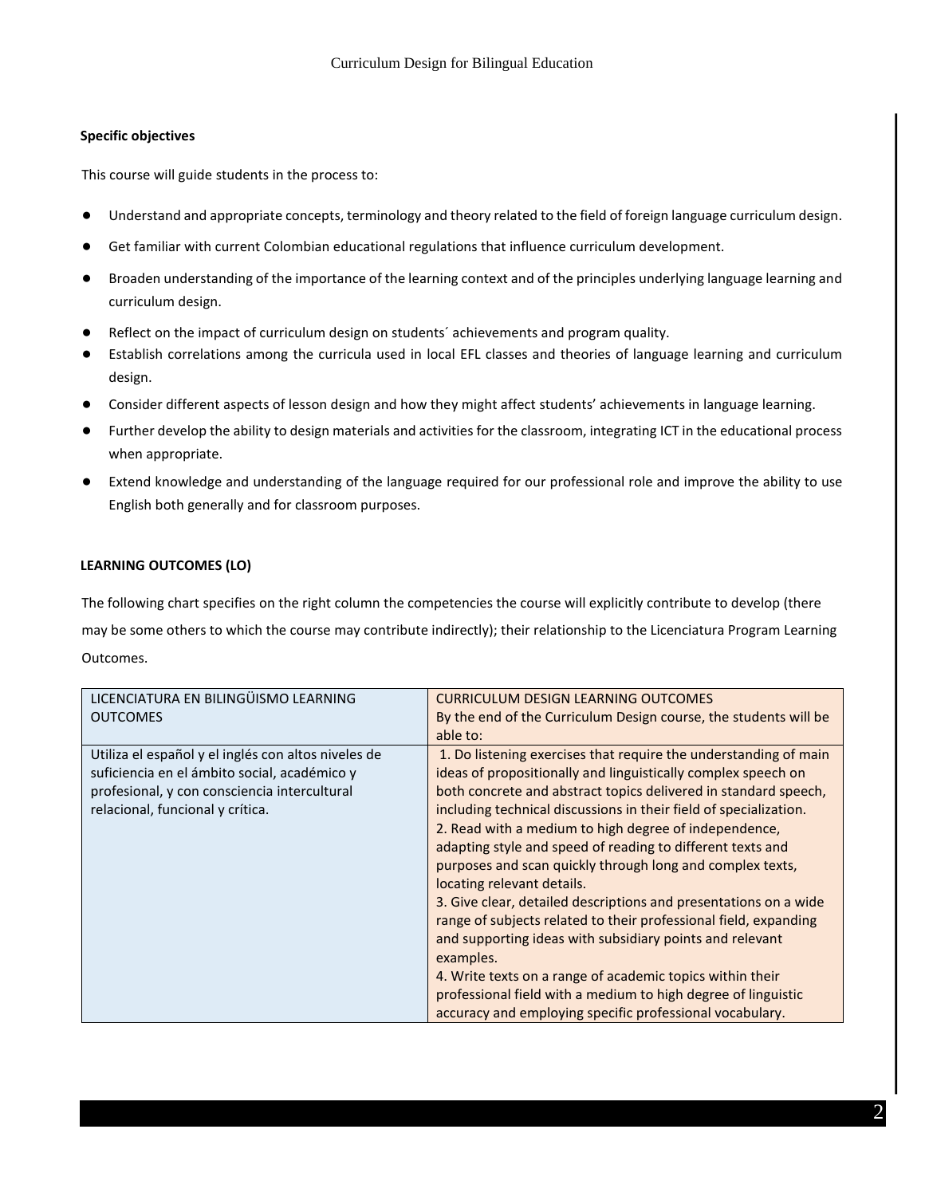**Specific objectives**

This course will guide students in the process to:

- Understand and appropriate concepts, terminology and theory related to the field of foreign language curriculum design.
- Get familiar with current Colombian educational regulations that influence curriculum development.
- Broaden understanding of the importance of the learning context and of the principles underlying language learning and curriculum design.
- Reflect on the impact of curriculum design on students´ achievements and program quality.
- Establish correlations among the curricula used in local EFL classes and theories of language learning and curriculum design.
- Consider different aspects of lesson design and how they might affect students' achievements in language learning.
- Further develop the ability to design materials and activities for the classroom, integrating ICT in the educational process when appropriate.
- Extend knowledge and understanding of the language required for our professional role and improve the ability to use English both generally and for classroom purposes.

**LEARNING OUTCOMES (LO)**

The following chart specifies on the right column the competencies the course will explicitly contribute to develop (there may be some others to which the course may contribute indirectly); their relationship to the Licenciatura Program Learning Outcomes.

| LICENCIATURA EN BILINGÜISMO LEARNING OUTCOMES | CURRICULUM DESIGN LEARNING OUTCOMES<br>By the end of the Curriculum Design course, the students will be able to: |
|---|---|
| Utiliza el español y el inglés con altos niveles de suficiencia en el ámbito social, académico y profesional, y con consciencia intercultural relacional, funcional y crítica. | 1. Do listening exercises that require the understanding of main ideas of propositionally and linguistically complex speech on both concrete and abstract topics delivered in standard speech, including technical discussions in their field of specialization.<br>2. Read with a medium to high degree of independence, adapting style and speed of reading to different texts and purposes and scan quickly through long and complex texts, locating relevant details.<br>3. Give clear, detailed descriptions and presentations on a wide range of subjects related to their professional field, expanding and supporting ideas with subsidiary points and relevant examples.<br>4. Write texts on a range of academic topics within their professional field with a medium to high degree of linguistic accuracy and employing specific professional vocabulary. |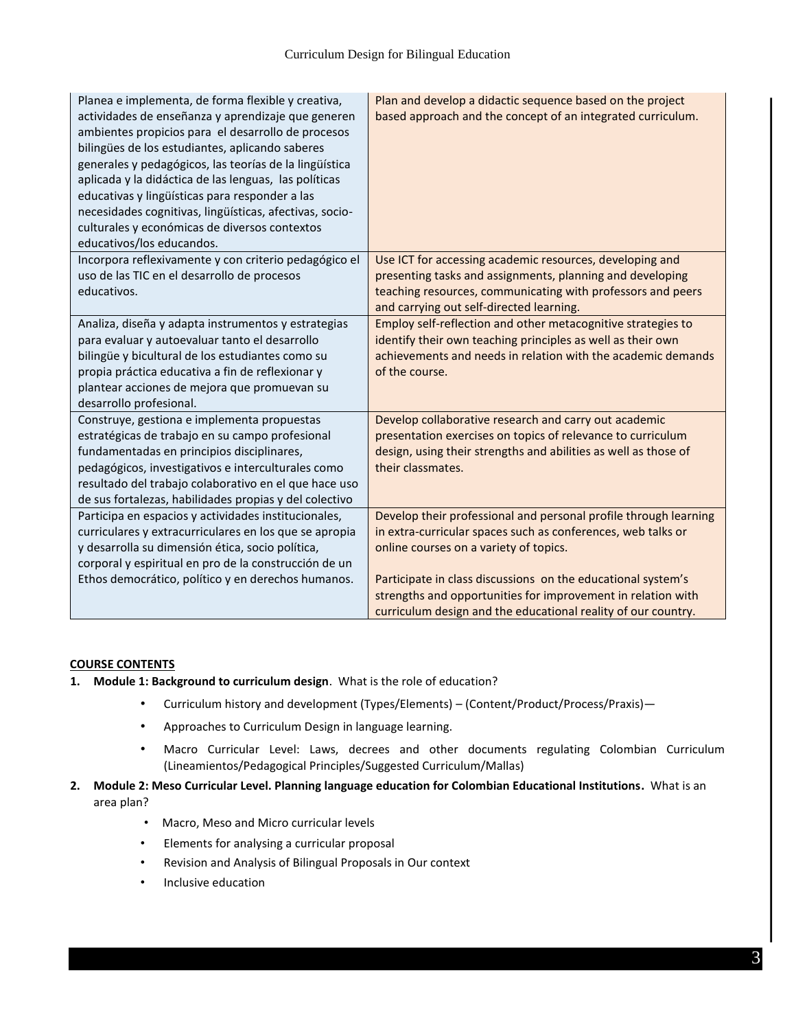| Planea e implementa, de forma flexible y creativa, actividades de enseñanza y aprendizaje que generen ambientes propicios para el desarrollo de procesos bilingües de los estudiantes, aplicando saberes generales y pedagógicos, las teorías de la lingüística aplicada y la didáctica de las lenguas, las políticas educativas y lingüísticas para responder a las necesidades cognitivas, lingüísticas, afectivas, socio-culturales y económicas de diversos contextos educativos/los educandos. | Plan and develop a didactic sequence based on the project based approach and the concept of an integrated curriculum. |
|---|---|
| Incorpora reflexivamente y con criterio pedagógico el uso de las TIC en el desarrollo de procesos educativos. | Use ICT for accessing academic resources, developing and presenting tasks and assignments, planning and developing teaching resources, communicating with professors and peers and carrying out self-directed learning. |
| Analiza, diseña y adapta instrumentos y estrategias para evaluar y autoevaluar tanto el desarrollo bilingüe y bicultural de los estudiantes como su propia práctica educativa a fin de reflexionar y plantear acciones de mejora que promuevan su desarrollo profesional. | Employ self-reflection and other metacognitive strategies to identify their own teaching principles as well as their own achievements and needs in relation with the academic demands of the course. |
| Construye, gestiona e implementa propuestas estratégicas de trabajo en su campo profesional fundamentadas en principios disciplinares, pedagógicos, investigativos e interculturales como resultado del trabajo colaborativo en el que hace uso de sus fortalezas, habilidades propias y del colectivo | Develop collaborative research and carry out academic presentation exercises on topics of relevance to curriculum design, using their strengths and abilities as well as those of their classmates. |
| Participa en espacios y actividades institucionales, curriculares y extracurriculares en los que se apropia y desarrolla su dimensión ética, socio política, corporal y espiritual en pro de la construcción de un Ethos democrático, político y en derechos humanos. | Develop their professional and personal profile through learning in extra-curricular spaces such as conferences, web talks or online courses on a variety of topics.<br><br>Participate in class discussions on the educational system's strengths and opportunities for improvement in relation with curriculum design and the educational reality of our country. |

**COURSE CONTENTS**

1. **Module 1: Background to curriculum design**. What is the role of education?
   - Curriculum history and development (Types/Elements) – (Content/Product/Process/Praxis)—
   - Approaches to Curriculum Design in language learning.
   - Macro Curricular Level: Laws, decrees and other documents regulating Colombian Curriculum (Lineamientos/Pedagogical Principles/Suggested Curriculum/Mallas)
2. **Module 2: Meso Curricular Level. Planning language education for Colombian Educational Institutions.** What is an area plan?
   - Macro, Meso and Micro curricular levels
   - Elements for analysing a curricular proposal
   - Revision and Analysis of Bilingual Proposals in Our context
   - Inclusive education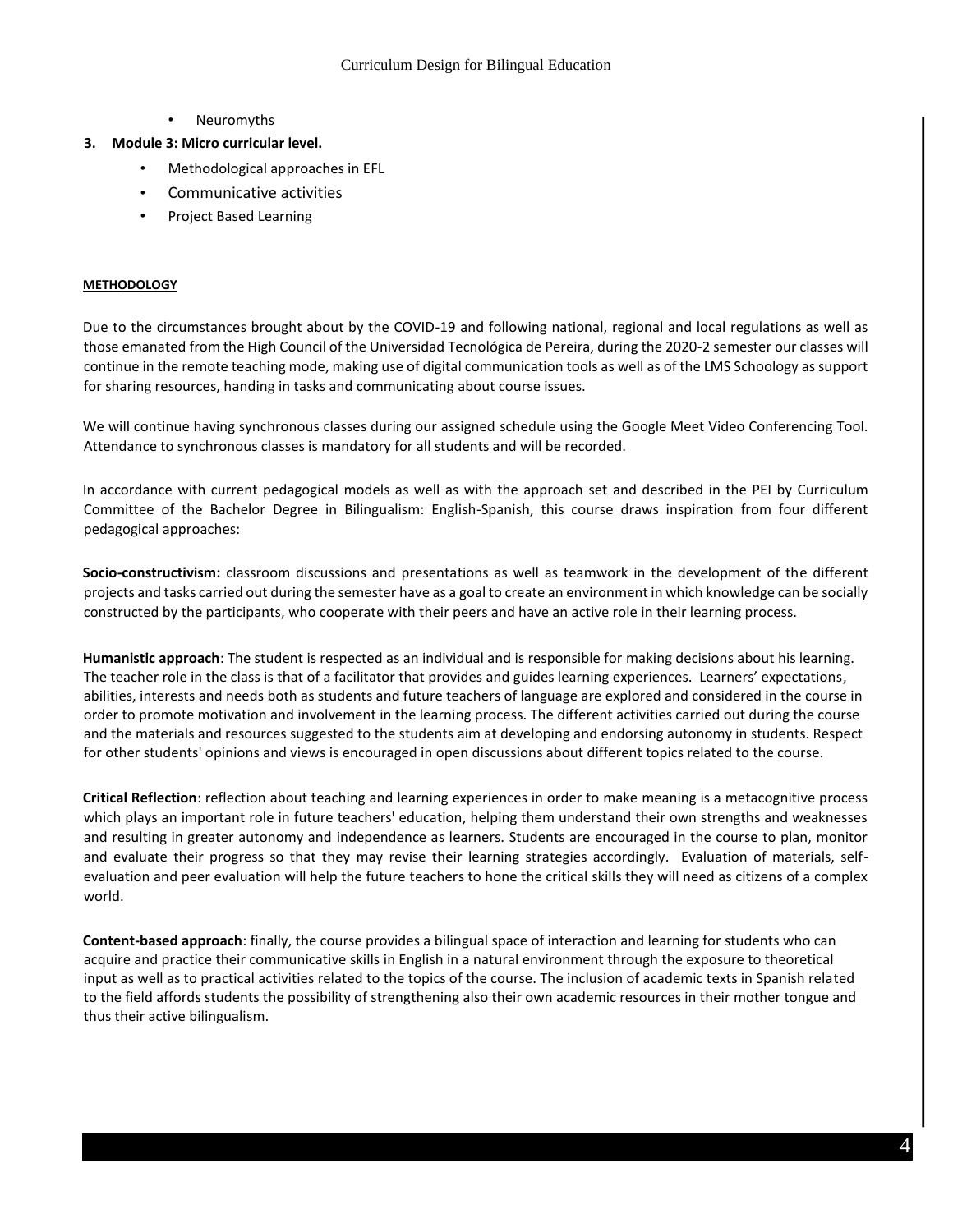- Neuromyths

3. **Module 3: Micro curricular level.**
   - Methodological approaches in EFL
   - Communicative activities
   - Project Based Learning

**METHODOLOGY**

Due to the circumstances brought about by the COVID-19 and following national, regional and local regulations as well as those emanated from the High Council of the Universidad Tecnológica de Pereira, during the 2020-2 semester our classes will continue in the remote teaching mode, making use of digital communication tools as well as of the LMS Schoology as support for sharing resources, handing in tasks and communicating about course issues.

We will continue having synchronous classes during our assigned schedule using the Google Meet Video Conferencing Tool. Attendance to synchronous classes is mandatory for all students and will be recorded.

In accordance with current pedagogical models as well as with the approach set and described in the PEI by Curriculum Committee of the Bachelor Degree in Bilingualism: English-Spanish, this course draws inspiration from four different pedagogical approaches:

**Socio-constructivism:** classroom discussions and presentations as well as teamwork in the development of the different projects and tasks carried out during the semester have as a goal to create an environment in which knowledge can be socially constructed by the participants, who cooperate with their peers and have an active role in their learning process.

**Humanistic approach**: The student is respected as an individual and is responsible for making decisions about his learning. The teacher role in the class is that of a facilitator that provides and guides learning experiences. Learners' expectations, abilities, interests and needs both as students and future teachers of language are explored and considered in the course in order to promote motivation and involvement in the learning process. The different activities carried out during the course and the materials and resources suggested to the students aim at developing and endorsing autonomy in students. Respect for other students' opinions and views is encouraged in open discussions about different topics related to the course.

**Critical Reflection**: reflection about teaching and learning experiences in order to make meaning is a metacognitive process which plays an important role in future teachers' education, helping them understand their own strengths and weaknesses and resulting in greater autonomy and independence as learners. Students are encouraged in the course to plan, monitor and evaluate their progress so that they may revise their learning strategies accordingly. Evaluation of materials, self-evaluation and peer evaluation will help the future teachers to hone the critical skills they will need as citizens of a complex world.

**Content-based approach**: finally, the course provides a bilingual space of interaction and learning for students who can acquire and practice their communicative skills in English in a natural environment through the exposure to theoretical input as well as to practical activities related to the topics of the course. The inclusion of academic texts in Spanish related to the field affords students the possibility of strengthening also their own academic resources in their mother tongue and thus their active bilingualism.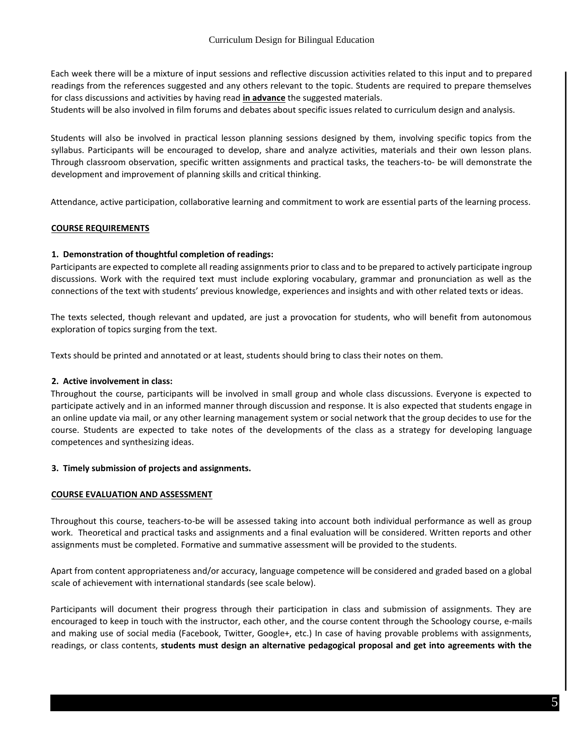Each week there will be a mixture of input sessions and reflective discussion activities related to this input and to prepared readings from the references suggested and any others relevant to the topic. Students are required to prepare themselves for class discussions and activities by having read **in advance** the suggested materials.
Students will be also involved in film forums and debates about specific issues related to curriculum design and analysis.

Students will also be involved in practical lesson planning sessions designed by them, involving specific topics from the syllabus. Participants will be encouraged to develop, share and analyze activities, materials and their own lesson plans. Through classroom observation, specific written assignments and practical tasks, the teachers-to- be will demonstrate the development and improvement of planning skills and critical thinking.

Attendance, active participation, collaborative learning and commitment to work are essential parts of the learning process.

## COURSE REQUIREMENTS

**1. Demonstration of thoughtful completion of readings:**

Participants are expected to complete all reading assignments prior to class and to be prepared to actively participate ingroup discussions. Work with the required text must include exploring vocabulary, grammar and pronunciation as well as the connections of the text with students' previous knowledge, experiences and insights and with other related texts or ideas.

The texts selected, though relevant and updated, are just a provocation for students, who will benefit from autonomous exploration of topics surging from the text.

Texts should be printed and annotated or at least, students should bring to class their notes on them.

**2. Active involvement in class:**

Throughout the course, participants will be involved in small group and whole class discussions. Everyone is expected to participate actively and in an informed manner through discussion and response. It is also expected that students engage in an online update via mail, or any other learning management system or social network that the group decides to use for the course. Students are expected to take notes of the developments of the class as a strategy for developing language competences and synthesizing ideas.

**3. Timely submission of projects and assignments.**

## COURSE EVALUATION AND ASSESSMENT

Throughout this course, teachers-to-be will be assessed taking into account both individual performance as well as group work. Theoretical and practical tasks and assignments and a final evaluation will be considered. Written reports and other assignments must be completed. Formative and summative assessment will be provided to the students.

Apart from content appropriateness and/or accuracy, language competence will be considered and graded based on a global scale of achievement with international standards (see scale below).

Participants will document their progress through their participation in class and submission of assignments. They are encouraged to keep in touch with the instructor, each other, and the course content through the Schoology course, e-mails and making use of social media (Facebook, Twitter, Google+, etc.) In case of having provable problems with assignments, readings, or class contents, **students must design an alternative pedagogical proposal and get into agreements with the**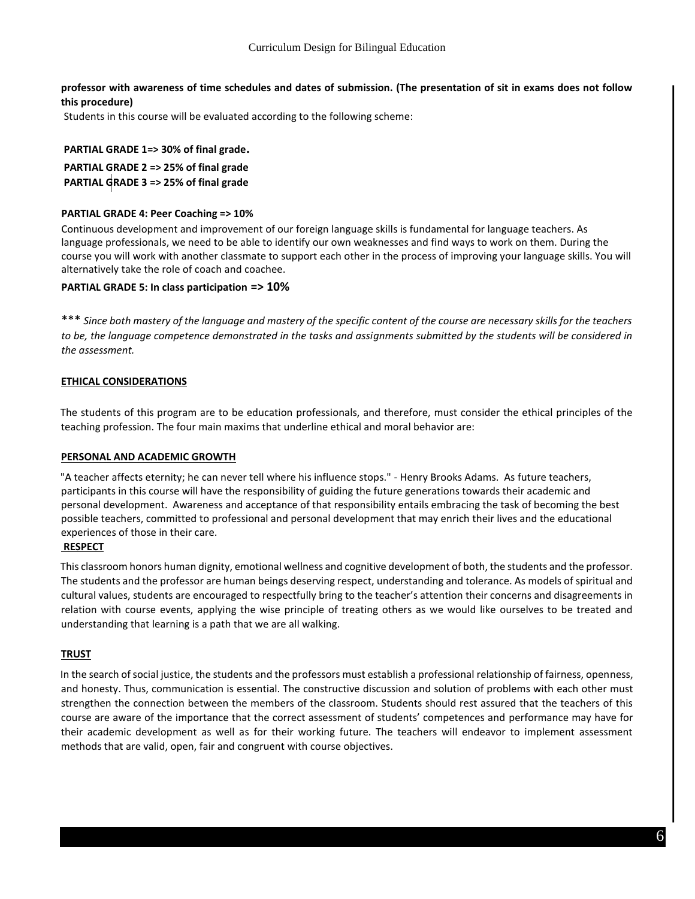**professor with awareness of time schedules and dates of submission. (The presentation of sit in exams does not follow this procedure)**

Students in this course will be evaluated according to the following scheme:

**PARTIAL GRADE 1=> 30% of final grade.**

**PARTIAL GRADE 2 => 25% of final grade**

**PARTIAL GRADE 3 => 25% of final grade**

**PARTIAL GRADE 4: Peer Coaching => 10%**

Continuous development and improvement of our foreign language skills is fundamental for language teachers. As language professionals, we need to be able to identify our own weaknesses and find ways to work on them. During the course you will work with another classmate to support each other in the process of improving your language skills. You will alternatively take the role of coach and coachee.

**PARTIAL GRADE 5: In class participation => 10%**

*** *Since both mastery of the language and mastery of the specific content of the course are necessary skills for the teachers to be, the language competence demonstrated in the tasks and assignments submitted by the students will be considered in the assessment.*

## ETHICAL CONSIDERATIONS

The students of this program are to be education professionals, and therefore, must consider the ethical principles of the teaching profession. The four main maxims that underline ethical and moral behavior are:

### PERSONAL AND ACADEMIC GROWTH

"A teacher affects eternity; he can never tell where his influence stops." - Henry Brooks Adams. As future teachers, participants in this course will have the responsibility of guiding the future generations towards their academic and personal development. Awareness and acceptance of that responsibility entails embracing the task of becoming the best possible teachers, committed to professional and personal development that may enrich their lives and the educational experiences of those in their care.

### RESPECT

This classroom honors human dignity, emotional wellness and cognitive development of both, the students and the professor. The students and the professor are human beings deserving respect, understanding and tolerance. As models of spiritual and cultural values, students are encouraged to respectfully bring to the teacher's attention their concerns and disagreements in relation with course events, applying the wise principle of treating others as we would like ourselves to be treated and understanding that learning is a path that we are all walking.

### TRUST

In the search of social justice, the students and the professors must establish a professional relationship of fairness, openness, and honesty. Thus, communication is essential. The constructive discussion and solution of problems with each other must strengthen the connection between the members of the classroom. Students should rest assured that the teachers of this course are aware of the importance that the correct assessment of students' competences and performance may have for their academic development as well as for their working future. The teachers will endeavor to implement assessment methods that are valid, open, fair and congruent with course objectives.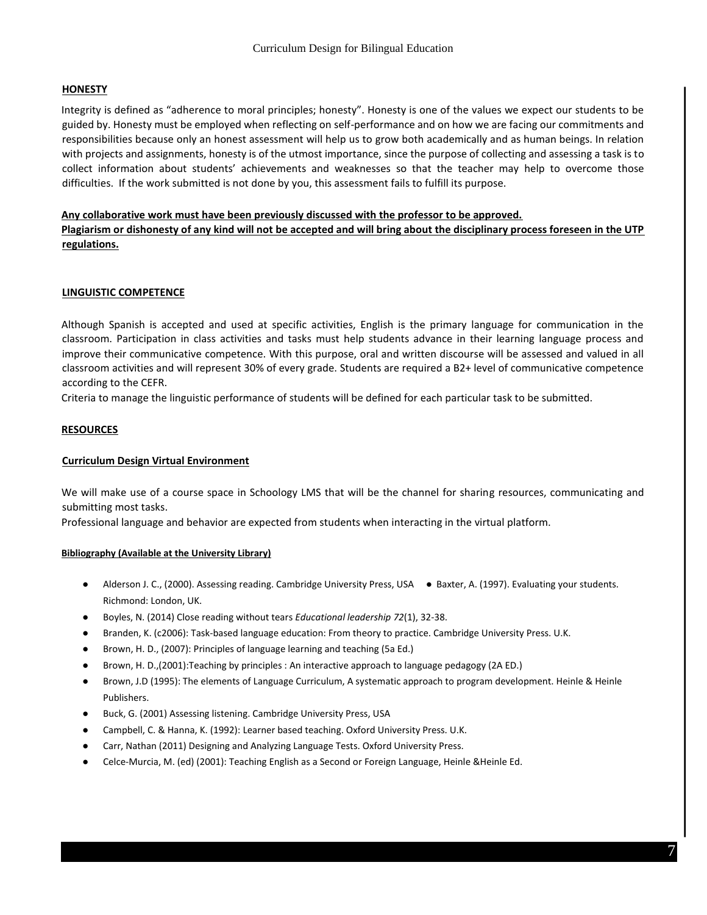## HONESTY

Integrity is defined as "adherence to moral principles; honesty". Honesty is one of the values we expect our students to be guided by. Honesty must be employed when reflecting on self-performance and on how we are facing our commitments and responsibilities because only an honest assessment will help us to grow both academically and as human beings. In relation with projects and assignments, honesty is of the utmost importance, since the purpose of collecting and assessing a task is to collect information about students' achievements and weaknesses so that the teacher may help to overcome those difficulties. If the work submitted is not done by you, this assessment fails to fulfill its purpose.

**Any collaborative work must have been previously discussed with the professor to be approved.**
**Plagiarism or dishonesty of any kind will not be accepted and will bring about the disciplinary process foreseen in the UTP regulations.**

## LINGUISTIC COMPETENCE

Although Spanish is accepted and used at specific activities, English is the primary language for communication in the classroom. Participation in class activities and tasks must help students advance in their learning language process and improve their communicative competence. With this purpose, oral and written discourse will be assessed and valued in all classroom activities and will represent 30% of every grade. Students are required a B2+ level of communicative competence according to the CEFR.

Criteria to manage the linguistic performance of students will be defined for each particular task to be submitted.

## RESOURCES

### Curriculum Design Virtual Environment

We will make use of a course space in Schoology LMS that will be the channel for sharing resources, communicating and submitting most tasks.

Professional language and behavior are expected from students when interacting in the virtual platform.

#### Bibliography (Available at the University Library)

- Alderson J. C., (2000). Assessing reading. Cambridge University Press, USA
- Baxter, A. (1997). Evaluating your students. Richmond: London, UK.
- Boyles, N. (2014) Close reading without tears *Educational leadership 72*(1), 32-38.
- Branden, K. (c2006): Task-based language education: From theory to practice. Cambridge University Press. U.K.
- Brown, H. D., (2007): Principles of language learning and teaching (5a Ed.)
- Brown, H. D.,(2001):Teaching by principles : An interactive approach to language pedagogy (2A ED.)
- Brown, J.D (1995): The elements of Language Curriculum, A systematic approach to program development. Heinle & Heinle Publishers.
- Buck, G. (2001) Assessing listening. Cambridge University Press, USA
- Campbell, C. & Hanna, K. (1992): Learner based teaching. Oxford University Press. U.K.
- Carr, Nathan (2011) Designing and Analyzing Language Tests. Oxford University Press.
- Celce-Murcia, M. (ed) (2001): Teaching English as a Second or Foreign Language, Heinle &Heinle Ed.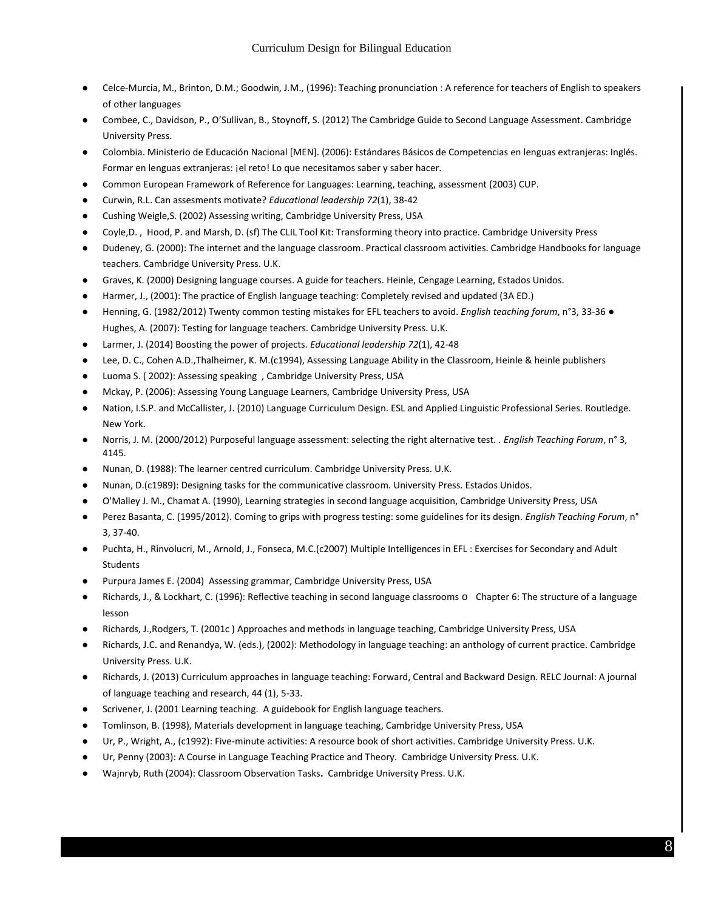- Celce-Murcia, M., Brinton, D.M.; Goodwin, J.M., (1996): Teaching pronunciation : A reference for teachers of English to speakers of other languages
- Combee, C., Davidson, P., O'Sullivan, B., Stoynoff, S. (2012) The Cambridge Guide to Second Language Assessment. Cambridge University Press.
- Colombia. Ministerio de Educación Nacional [MEN]. (2006): Estándares Básicos de Competencias en lenguas extranjeras: Inglés. Formar en lenguas extranjeras: ¡el reto! Lo que necesitamos saber y saber hacer.
- Common European Framework of Reference for Languages: Learning, teaching, assessment (2003) CUP.
- Curwin, R.L. Can assesments motivate? *Educational leadership 72*(1), 38-42
- Cushing Weigle,S. (2002) Assessing writing, Cambridge University Press, USA
- Coyle,D. , Hood, P. and Marsh, D. (sf) The CLIL Tool Kit: Transforming theory into practice. Cambridge University Press
- Dudeney, G. (2000): The internet and the language classroom. Practical classroom activities. Cambridge Handbooks for language teachers. Cambridge University Press. U.K.
- Graves, K. (2000) Designing language courses. A guide for teachers. Heinle, Cengage Learning, Estados Unidos.
- Harmer, J., (2001): The practice of English language teaching: Completely revised and updated (3A ED.)
- Henning, G. (1982/2012) Twenty common testing mistakes for EFL teachers to avoid. *English teaching forum*, n°3, 33-36 ● Hughes, A. (2007): Testing for language teachers. Cambridge University Press. U.K.
- Larmer, J. (2014) Boosting the power of projects. *Educational leadership 72*(1), 42-48
- Lee, D. C., Cohen A.D.,Thalheimer, K. M.(c1994), Assessing Language Ability in the Classroom, Heinle & heinle publishers
- Luoma S. ( 2002): Assessing speaking , Cambridge University Press, USA
- Mckay, P. (2006): Assessing Young Language Learners, Cambridge University Press, USA
- Nation, I.S.P. and McCallister, J. (2010) Language Curriculum Design. ESL and Applied Linguistic Professional Series. Routledge. New York.
- Norris, J. M. (2000/2012) Purposeful language assessment: selecting the right alternative test. . *English Teaching Forum*, n° 3, 4145.
- Nunan, D. (1988): The learner centred curriculum. Cambridge University Press. U.K.
- Nunan, D.(c1989): Designing tasks for the communicative classroom. University Press. Estados Unidos.
- O'Malley J. M., Chamat A. (1990), Learning strategies in second language acquisition, Cambridge University Press, USA
- Perez Basanta, C. (1995/2012). Coming to grips with progress testing: some guidelines for its design. *English Teaching Forum*, n° 3, 37-40.
- Puchta, H., Rinvolucri, M., Arnold, J., Fonseca, M.C.(c2007) Multiple Intelligences in EFL : Exercises for Secondary and Adult Students
- Purpura James E. (2004) Assessing grammar, Cambridge University Press, USA
- Richards, J., & Lockhart, C. (1996): Reflective teaching in second language classrooms o Chapter 6: The structure of a language lesson
- Richards, J.,Rodgers, T. (2001c ) Approaches and methods in language teaching, Cambridge University Press, USA
- Richards, J.C. and Renandya, W. (eds.), (2002): Methodology in language teaching: an anthology of current practice. Cambridge University Press. U.K.
- Richards, J. (2013) Curriculum approaches in language teaching: Forward, Central and Backward Design. RELC Journal: A journal of language teaching and research, 44 (1), 5-33.
- Scrivener, J. (2001 Learning teaching. A guidebook for English language teachers.
- Tomlinson, B. (1998), Materials development in language teaching, Cambridge University Press, USA
- Ur, P., Wright, A., (c1992): Five-minute activities: A resource book of short activities. Cambridge University Press. U.K.
- Ur, Penny (2003): A Course in Language Teaching Practice and Theory. Cambridge University Press. U.K.
- Wajnryb, Ruth (2004): Classroom Observation Tasks**.** Cambridge University Press. U.K.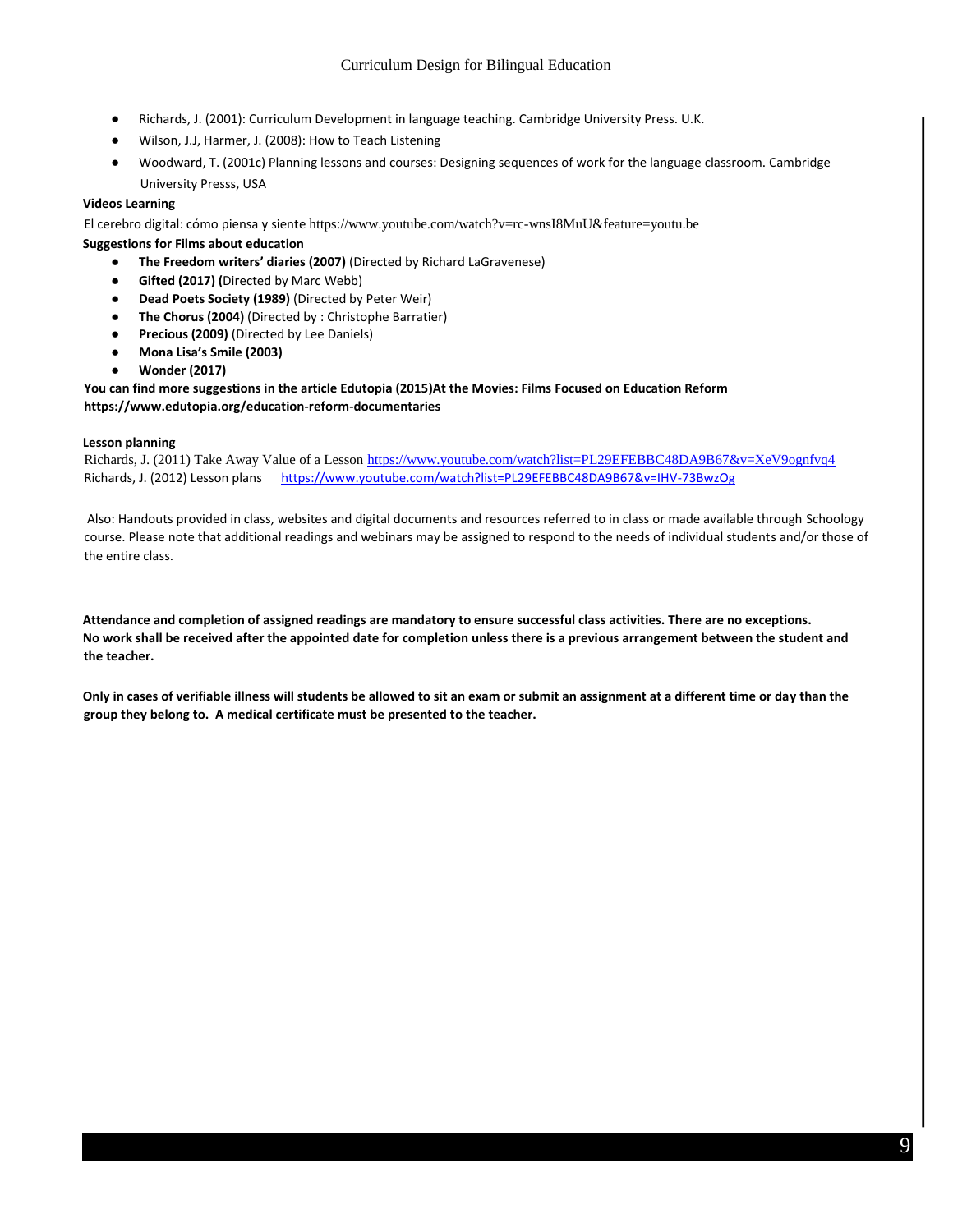- Richards, J. (2001): Curriculum Development in language teaching. Cambridge University Press. U.K.
- Wilson, J.J, Harmer, J. (2008): How to Teach Listening
- Woodward, T. (2001c) Planning lessons and courses: Designing sequences of work for the language classroom. Cambridge University Presss, USA

**Videos Learning**

El cerebro digital: cómo piensa y siente https://www.youtube.com/watch?v=rc-wnsI8MuU&feature=youtu.be

**Suggestions for Films about education**

- **The Freedom writers' diaries (2007)** (Directed by Richard LaGravenese)
- **Gifted (2017) (**Directed by Marc Webb)
- **Dead Poets Society (1989)** (Directed by Peter Weir)
- **The Chorus (2004)** (Directed by : Christophe Barratier)
- **Precious (2009)** (Directed by Lee Daniels)
- **Mona Lisa's Smile (2003)**
- **Wonder (2017)**

**You can find more suggestions in the article Edutopia (2015)At the Movies: Films Focused on Education Reform https://www.edutopia.org/education-reform-documentaries**

**Lesson planning**

Richards, J. (2011) Take Away Value of a Lesson https://www.youtube.com/watch?list=PL29EFEBBC48DA9B67&v=XeV9ognfvq4
Richards, J. (2012) Lesson plans https://www.youtube.com/watch?list=PL29EFEBBC48DA9B67&v=IHV-73BwzOg

Also: Handouts provided in class, websites and digital documents and resources referred to in class or made available through Schoology course. Please note that additional readings and webinars may be assigned to respond to the needs of individual students and/or those of the entire class.

**Attendance and completion of assigned readings are mandatory to ensure successful class activities. There are no exceptions. No work shall be received after the appointed date for completion unless there is a previous arrangement between the student and the teacher.**

**Only in cases of verifiable illness will students be allowed to sit an exam or submit an assignment at a different time or day than the group they belong to. A medical certificate must be presented to the teacher.**